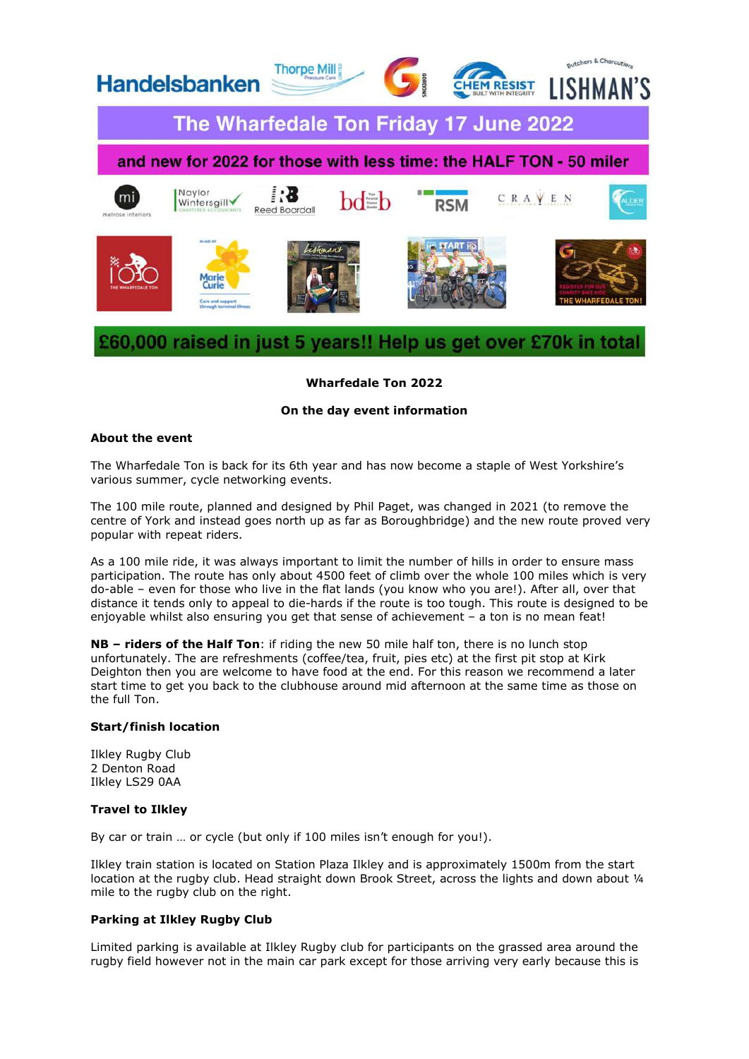The Wharfedale Ton Friday 17 June 2022

and new for 2022 for those with less time: the HALF TON - 50 miler

£60,000 raised in just 5 years!! Help us get over £70k in total

**Wharfedale Ton 2022**

**On the day event information**

### About the event

The Wharfedale Ton is back for its 6th year and has now become a staple of West Yorkshire's various summer, cycle networking events.

The 100 mile route, planned and designed by Phil Paget, was changed in 2021 (to remove the centre of York and instead goes north up as far as Boroughbridge) and the new route proved very popular with repeat riders.

As a 100 mile ride, it was always important to limit the number of hills in order to ensure mass participation. The route has only about 4500 feet of climb over the whole 100 miles which is very do-able – even for those who live in the flat lands (you know who you are!). After all, over that distance it tends only to appeal to die-hards if the route is too tough. This route is designed to be enjoyable whilst also ensuring you get that sense of achievement – a ton is no mean feat!

**NB – riders of the Half Ton**: if riding the new 50 mile half ton, there is no lunch stop unfortunately. The are refreshments (coffee/tea, fruit, pies etc) at the first pit stop at Kirk Deighton then you are welcome to have food at the end. For this reason we recommend a later start time to get you back to the clubhouse around mid afternoon at the same time as those on the full Ton.

### Start/finish location

Ilkley Rugby Club
2 Denton Road
Ilkley LS29 0AA

### Travel to Ilkley

By car or train … or cycle (but only if 100 miles isn't enough for you!).

Ilkley train station is located on Station Plaza Ilkley and is approximately 1500m from the start location at the rugby club. Head straight down Brook Street, across the lights and down about ¼ mile to the rugby club on the right.

### Parking at Ilkley Rugby Club

Limited parking is available at Ilkley Rugby club for participants on the grassed area around the rugby field however not in the main car park except for those arriving very early because this is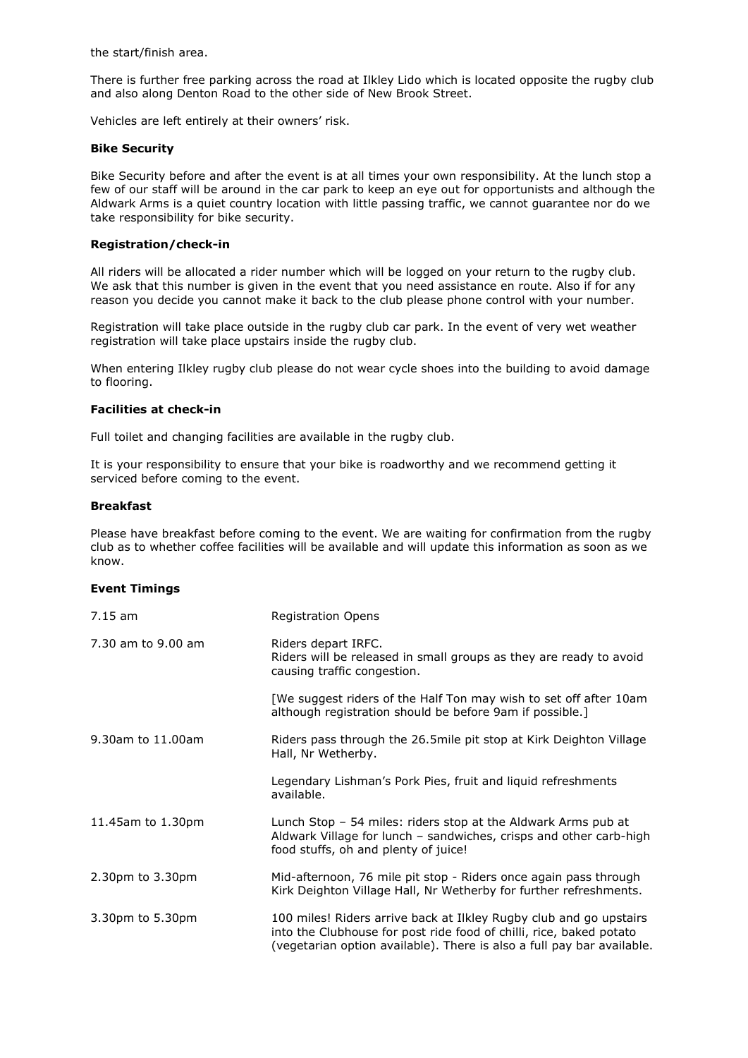the start/finish area.

There is further free parking across the road at Ilkley Lido which is located opposite the rugby club and also along Denton Road to the other side of New Brook Street.

Vehicles are left entirely at their owners' risk.

**Bike Security**

Bike Security before and after the event is at all times your own responsibility. At the lunch stop a few of our staff will be around in the car park to keep an eye out for opportunists and although the Aldwark Arms is a quiet country location with little passing traffic, we cannot guarantee nor do we take responsibility for bike security.

**Registration/check-in**

All riders will be allocated a rider number which will be logged on your return to the rugby club. We ask that this number is given in the event that you need assistance en route. Also if for any reason you decide you cannot make it back to the club please phone control with your number.

Registration will take place outside in the rugby club car park. In the event of very wet weather registration will take place upstairs inside the rugby club.

When entering Ilkley rugby club please do not wear cycle shoes into the building to avoid damage to flooring.

**Facilities at check-in**

Full toilet and changing facilities are available in the rugby club.

It is your responsibility to ensure that your bike is roadworthy and we recommend getting it serviced before coming to the event.

**Breakfast**

Please have breakfast before coming to the event. We are waiting for confirmation from the rugby club as to whether coffee facilities will be available and will update this information as soon as we know.

**Event Timings**

| | |
|---|---|
| 7.15 am | Registration Opens |
| 7.30 am to 9.00 am | Riders depart IRFC. Riders will be released in small groups as they are ready to avoid causing traffic congestion. [We suggest riders of the Half Ton may wish to set off after 10am although registration should be before 9am if possible.] |
| 9.30am to 11.00am | Riders pass through the 26.5mile pit stop at Kirk Deighton Village Hall, Nr Wetherby. Legendary Lishman's Pork Pies, fruit and liquid refreshments available. |
| 11.45am to 1.30pm | Lunch Stop – 54 miles: riders stop at the Aldwark Arms pub at Aldwark Village for lunch – sandwiches, crisps and other carb-high food stuffs, oh and plenty of juice! |
| 2.30pm to 3.30pm | Mid-afternoon, 76 mile pit stop - Riders once again pass through Kirk Deighton Village Hall, Nr Wetherby for further refreshments. |
| 3.30pm to 5.30pm | 100 miles! Riders arrive back at Ilkley Rugby club and go upstairs into the Clubhouse for post ride food of chilli, rice, baked potato (vegetarian option available). There is also a full pay bar available. |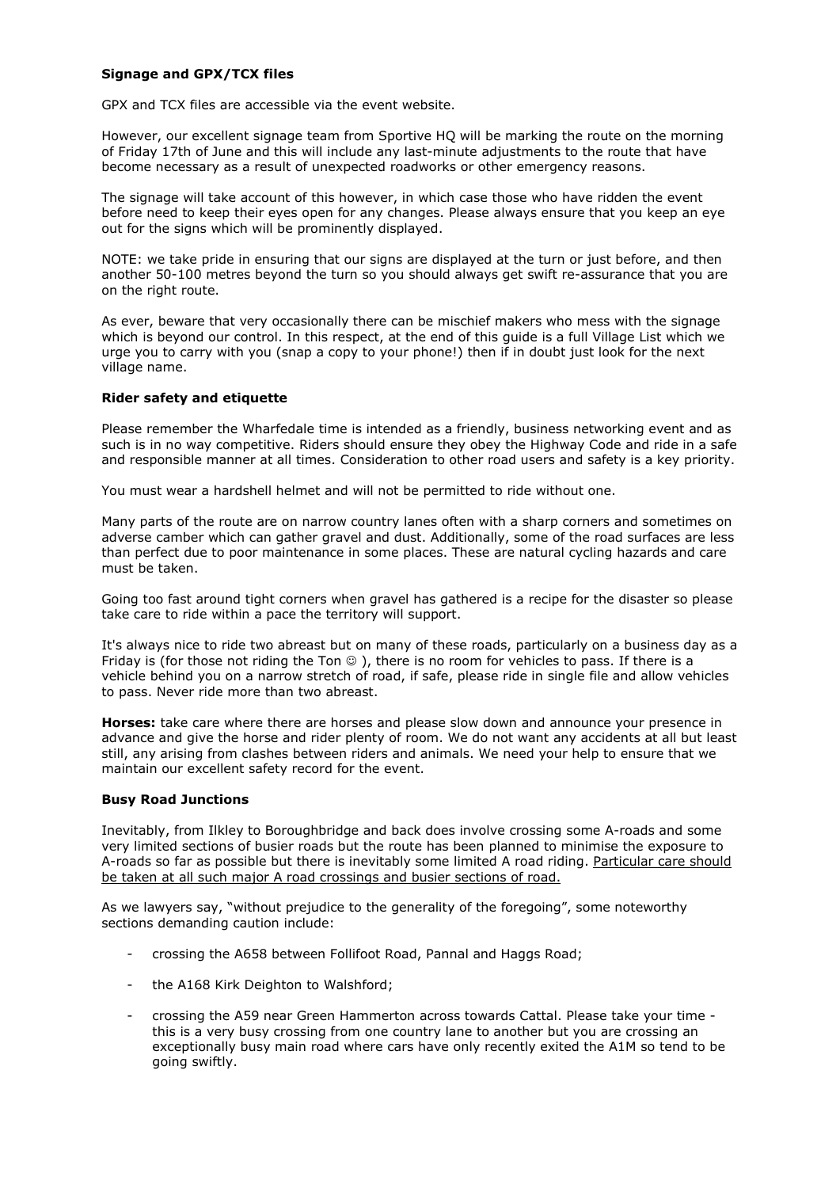**Signage and GPX/TCX files**

GPX and TCX files are accessible via the event website.

However, our excellent signage team from Sportive HQ will be marking the route on the morning of Friday 17th of June and this will include any last-minute adjustments to the route that have become necessary as a result of unexpected roadworks or other emergency reasons.

The signage will take account of this however, in which case those who have ridden the event before need to keep their eyes open for any changes. Please always ensure that you keep an eye out for the signs which will be prominently displayed.

NOTE: we take pride in ensuring that our signs are displayed at the turn or just before, and then another 50-100 metres beyond the turn so you should always get swift re-assurance that you are on the right route.

As ever, beware that very occasionally there can be mischief makers who mess with the signage which is beyond our control. In this respect, at the end of this guide is a full Village List which we urge you to carry with you (snap a copy to your phone!) then if in doubt just look for the next village name.

**Rider safety and etiquette**

Please remember the Wharfedale time is intended as a friendly, business networking event and as such is in no way competitive. Riders should ensure they obey the Highway Code and ride in a safe and responsible manner at all times. Consideration to other road users and safety is a key priority.

You must wear a hardshell helmet and will not be permitted to ride without one.

Many parts of the route are on narrow country lanes often with a sharp corners and sometimes on adverse camber which can gather gravel and dust. Additionally, some of the road surfaces are less than perfect due to poor maintenance in some places. These are natural cycling hazards and care must be taken.

Going too fast around tight corners when gravel has gathered is a recipe for the disaster so please take care to ride within a pace the territory will support.

It's always nice to ride two abreast but on many of these roads, particularly on a business day as a Friday is (for those not riding the Ton ☺ ), there is no room for vehicles to pass. If there is a vehicle behind you on a narrow stretch of road, if safe, please ride in single file and allow vehicles to pass. Never ride more than two abreast.

**Horses:** take care where there are horses and please slow down and announce your presence in advance and give the horse and rider plenty of room. We do not want any accidents at all but least still, any arising from clashes between riders and animals. We need your help to ensure that we maintain our excellent safety record for the event.

**Busy Road Junctions**

Inevitably, from Ilkley to Boroughbridge and back does involve crossing some A-roads and some very limited sections of busier roads but the route has been planned to minimise the exposure to A-roads so far as possible but there is inevitably some limited A road riding. <u>Particular care should be taken at all such major A road crossings and busier sections of road.</u>

As we lawyers say, "without prejudice to the generality of the foregoing", some noteworthy sections demanding caution include:

- crossing the A658 between Follifoot Road, Pannal and Haggs Road;
- the A168 Kirk Deighton to Walshford;
- crossing the A59 near Green Hammerton across towards Cattal. Please take your time - this is a very busy crossing from one country lane to another but you are crossing an exceptionally busy main road where cars have only recently exited the A1M so tend to be going swiftly.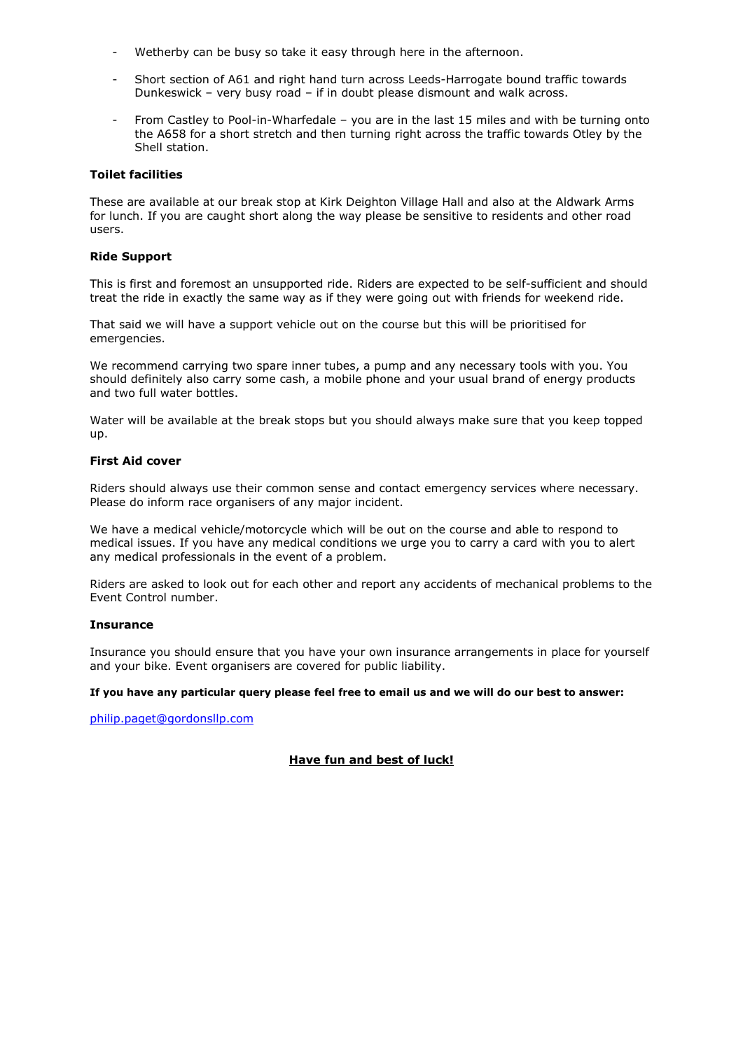- Wetherby can be busy so take it easy through here in the afternoon.
- Short section of A61 and right hand turn across Leeds-Harrogate bound traffic towards Dunkeswick – very busy road – if in doubt please dismount and walk across.
- From Castley to Pool-in-Wharfedale – you are in the last 15 miles and with be turning onto the A658 for a short stretch and then turning right across the traffic towards Otley by the Shell station.

**Toilet facilities**

These are available at our break stop at Kirk Deighton Village Hall and also at the Aldwark Arms for lunch. If you are caught short along the way please be sensitive to residents and other road users.

**Ride Support**

This is first and foremost an unsupported ride. Riders are expected to be self-sufficient and should treat the ride in exactly the same way as if they were going out with friends for weekend ride.

That said we will have a support vehicle out on the course but this will be prioritised for emergencies.

We recommend carrying two spare inner tubes, a pump and any necessary tools with you. You should definitely also carry some cash, a mobile phone and your usual brand of energy products and two full water bottles.

Water will be available at the break stops but you should always make sure that you keep topped up.

**First Aid cover**

Riders should always use their common sense and contact emergency services where necessary. Please do inform race organisers of any major incident.

We have a medical vehicle/motorcycle which will be out on the course and able to respond to medical issues. If you have any medical conditions we urge you to carry a card with you to alert any medical professionals in the event of a problem.

Riders are asked to look out for each other and report any accidents of mechanical problems to the Event Control number.

**Insurance**

Insurance you should ensure that you have your own insurance arrangements in place for yourself and your bike. Event organisers are covered for public liability.

**If you have any particular query please feel free to email us and we will do our best to answer:**

philip.paget@gordonsllp.com

**Have fun and best of luck!**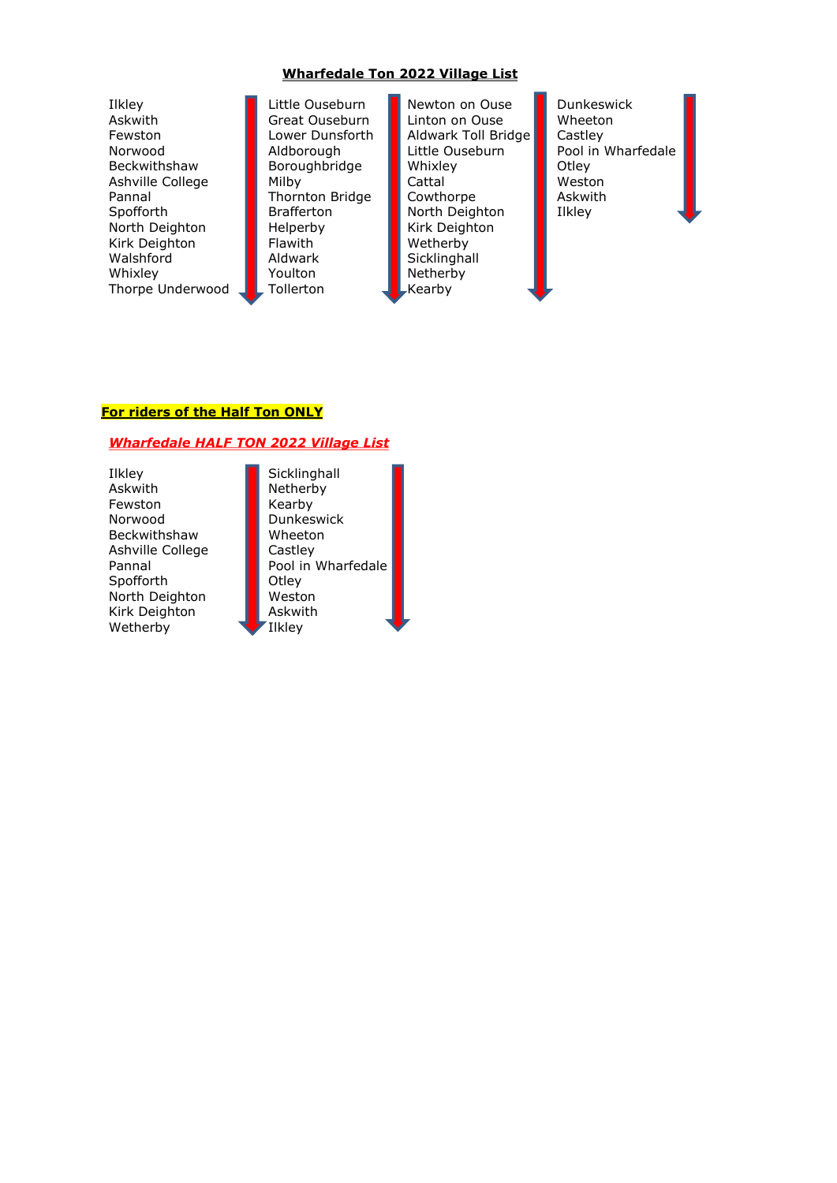**Wharfedale Ton 2022 Village List**

Ilkley
Askwith
Fewston
Norwood
Beckwithshaw
Ashville College
Pannal
Spofforth
North Deighton
Kirk Deighton
Walshford
Whixley
Thorpe Underwood

Little Ouseburn
Great Ouseburn
Lower Dunsforth
Aldborough
Boroughbridge
Milby
Thornton Bridge
Brafferton
Helperby
Flawith
Aldwark
Youlton
Tollerton

Newton on Ouse
Linton on Ouse
Aldwark Toll Bridge
Little Ouseburn
Whixley
Cattal
Cowthorpe
North Deighton
Kirk Deighton
Wetherby
Sicklinghall
Netherby
Kearby

Dunkeswick
Wheeton
Castley
Pool in Wharfedale
Otley
Weston
Askwith
Ilkley

**For riders of the Half Ton ONLY**

***Wharfedale HALF TON 2022 Village List***

Ilkley
Askwith
Fewston
Norwood
Beckwithshaw
Ashville College
Pannal
Spofforth
North Deighton
Kirk Deighton
Wetherby

Sicklinghall
Netherby
Kearby
Dunkeswick
Wheeton
Castley
Pool in Wharfedale
Otley
Weston
Askwith
Ilkley